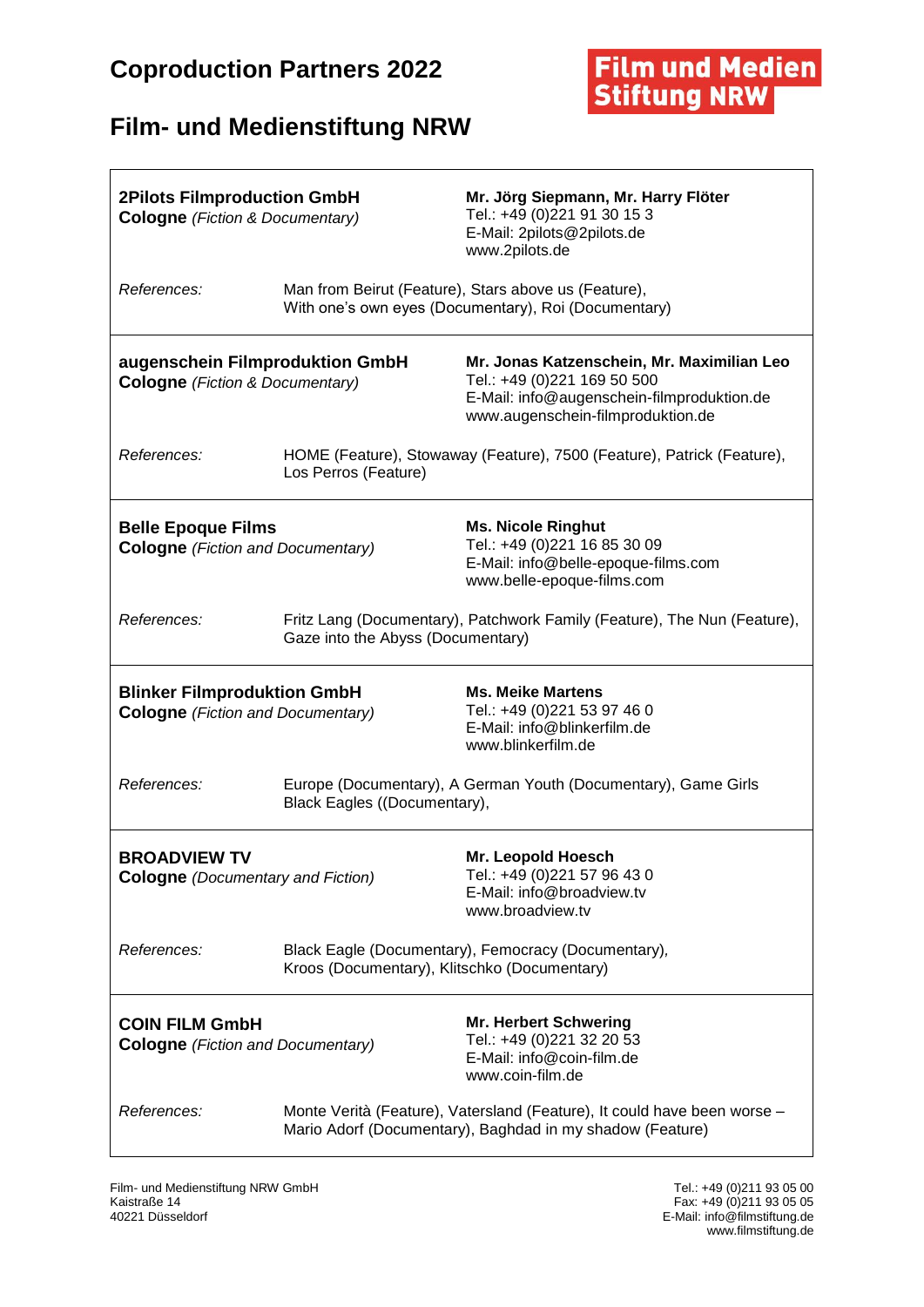# Coproduction Partners 2022

**Film und Medien Stiftung NRW**

## Film- und Medienstiftung NRW

---

**2Pilots Filmproduction GmbH**
**Cologne** *(Fiction & Documentary)*

**Mr. Jörg Siepmann, Mr. Harry Flöter**
Tel.: +49 (0)221 91 30 15 3
E-Mail: 2pilots@2pilots.de
www.2pilots.de

*References:* Man from Beirut (Feature), Stars above us (Feature), With one's own eyes (Documentary), Roi (Documentary)

---

**augenschein Filmproduktion GmbH**
**Cologne** *(Fiction & Documentary)*

**Mr. Jonas Katzenschein, Mr. Maximilian Leo**
Tel.: +49 (0)221 169 50 500
E-Mail: info@augenschein-filmproduktion.de
www.augenschein-filmproduktion.de

*References:* HOME (Feature), Stowaway (Feature), 7500 (Feature), Patrick (Feature), Los Perros (Feature)

---

**Belle Epoque Films**
**Cologne** *(Fiction and Documentary)*

**Ms. Nicole Ringhut**
Tel.: +49 (0)221 16 85 30 09
E-Mail: info@belle-epoque-films.com
www.belle-epoque-films.com

*References:* Fritz Lang (Documentary), Patchwork Family (Feature), The Nun (Feature), Gaze into the Abyss (Documentary)

---

**Blinker Filmproduktion GmbH**
**Cologne** *(Fiction and Documentary)*

**Ms. Meike Martens**
Tel.: +49 (0)221 53 97 46 0
E-Mail: info@blinkerfilm.de
www.blinkerfilm.de

*References:* Europe (Documentary), A German Youth (Documentary), Game Girls Black Eagles ((Documentary),

---

**BROADVIEW TV**
**Cologne** *(Documentary and Fiction)*

**Mr. Leopold Hoesch**
Tel.: +49 (0)221 57 96 43 0
E-Mail: info@broadview.tv
www.broadview.tv

*References:* Black Eagle (Documentary), Femocracy (Documentary), Kroos (Documentary), Klitschko (Documentary)

---

**COIN FILM GmbH**
**Cologne** *(Fiction and Documentary)*

**Mr. Herbert Schwering**
Tel.: +49 (0)221 32 20 53
E-Mail: info@coin-film.de
www.coin-film.de

*References:* Monte Verità (Feature), Vatersland (Feature), It could have been worse – Mario Adorf (Documentary), Baghdad in my shadow (Feature)

---

Film- und Medienstiftung NRW GmbH
Kaistraße 14
40221 Düsseldorf

Tel.: +49 (0)211 93 05 00
Fax: +49 (0)211 93 05 05
E-Mail: info@filmstiftung.de
www.filmstiftung.de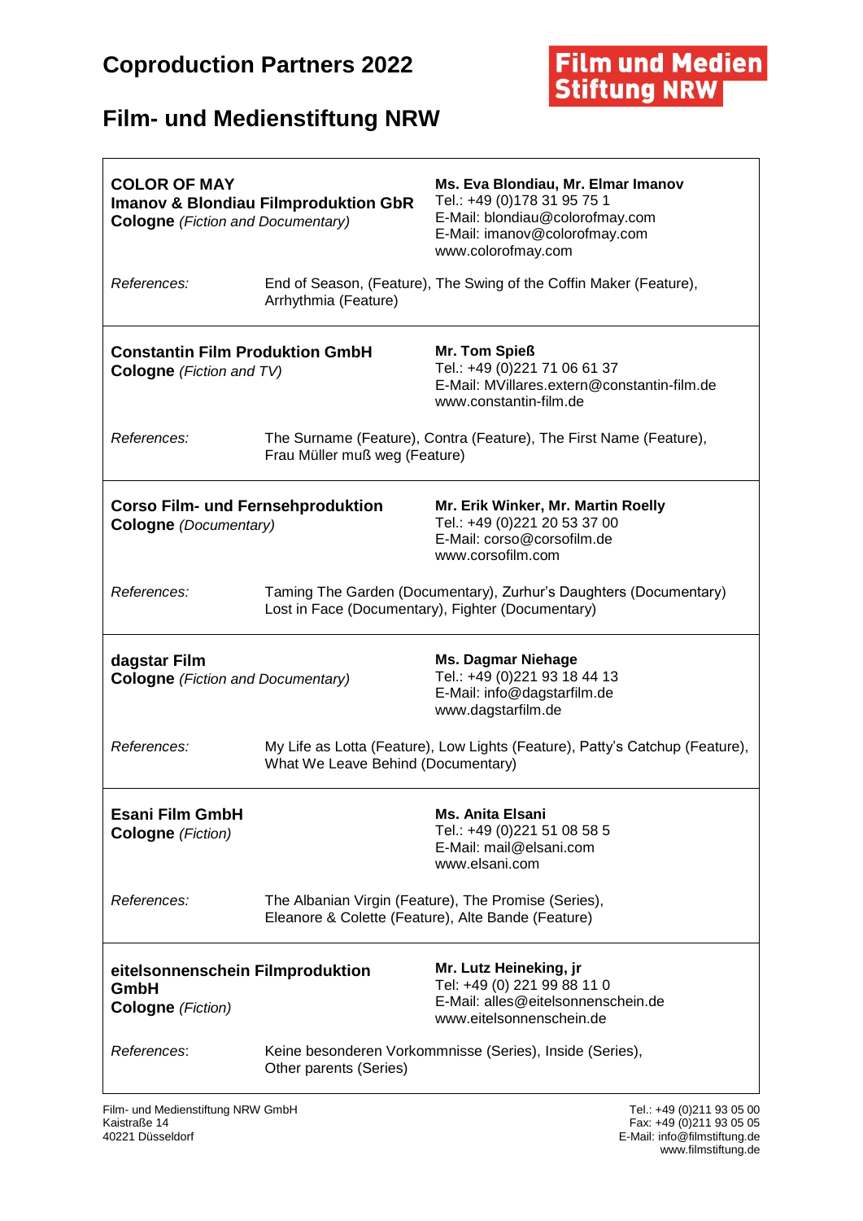# Coproduction Partners 2022

**Film und Medien Stiftung NRW**

## Film- und Medienstiftung NRW

---

**COLOR OF MAY**
**Imanov & Blondiau Filmproduktion GbR**
**Cologne** *(Fiction and Documentary)*

**Ms. Eva Blondiau, Mr. Elmar Imanov**
Tel.: +49 (0)178 31 95 75 1
E-Mail: blondiau@colorofmay.com
E-Mail: imanov@colorofmay.com
www.colorofmay.com

*References:* End of Season, (Feature), The Swing of the Coffin Maker (Feature), Arrhythmia (Feature)

---

**Constantin Film Produktion GmbH**
**Cologne** *(Fiction and TV)*

**Mr. Tom Spieß**
Tel.: +49 (0)221 71 06 61 37
E-Mail: MVillares.extern@constantin-film.de
www.constantin-film.de

*References:* The Surname (Feature), Contra (Feature), The First Name (Feature), Frau Müller muß weg (Feature)

---

**Corso Film- und Fernsehproduktion**
**Cologne** *(Documentary)*

**Mr. Erik Winker, Mr. Martin Roelly**
Tel.: +49 (0)221 20 53 37 00
E-Mail: corso@corsofilm.de
www.corsofilm.com

*References:* Taming The Garden (Documentary), Zurhur's Daughters (Documentary) Lost in Face (Documentary), Fighter (Documentary)

---

**dagstar Film**
**Cologne** *(Fiction and Documentary)*

**Ms. Dagmar Niehage**
Tel.: +49 (0)221 93 18 44 13
E-Mail: info@dagstarfilm.de
www.dagstarfilm.de

*References:* My Life as Lotta (Feature), Low Lights (Feature), Patty's Catchup (Feature), What We Leave Behind (Documentary)

---

**Esani Film GmbH**
**Cologne** *(Fiction)*

**Ms. Anita Elsani**
Tel.: +49 (0)221 51 08 58 5
E-Mail: mail@elsani.com
www.elsani.com

*References:* The Albanian Virgin (Feature), The Promise (Series), Eleanore & Colette (Feature), Alte Bande (Feature)

---

**eitelsonnenschein Filmproduktion GmbH**
**Cologne** *(Fiction)*

**Mr. Lutz Heineking, jr**
Tel: +49 (0) 221 99 88 11 0
E-Mail: alles@eitelsonnenschein.de
www.eitelsonnenschein.de

*References*: Keine besonderen Vorkommnisse (Series), Inside (Series), Other parents (Series)

---

Film- und Medienstiftung NRW GmbH
Kaistraße 14
40221 Düsseldorf

Tel.: +49 (0)211 93 05 00
Fax: +49 (0)211 93 05 05
E-Mail: info@filmstiftung.de
www.filmstiftung.de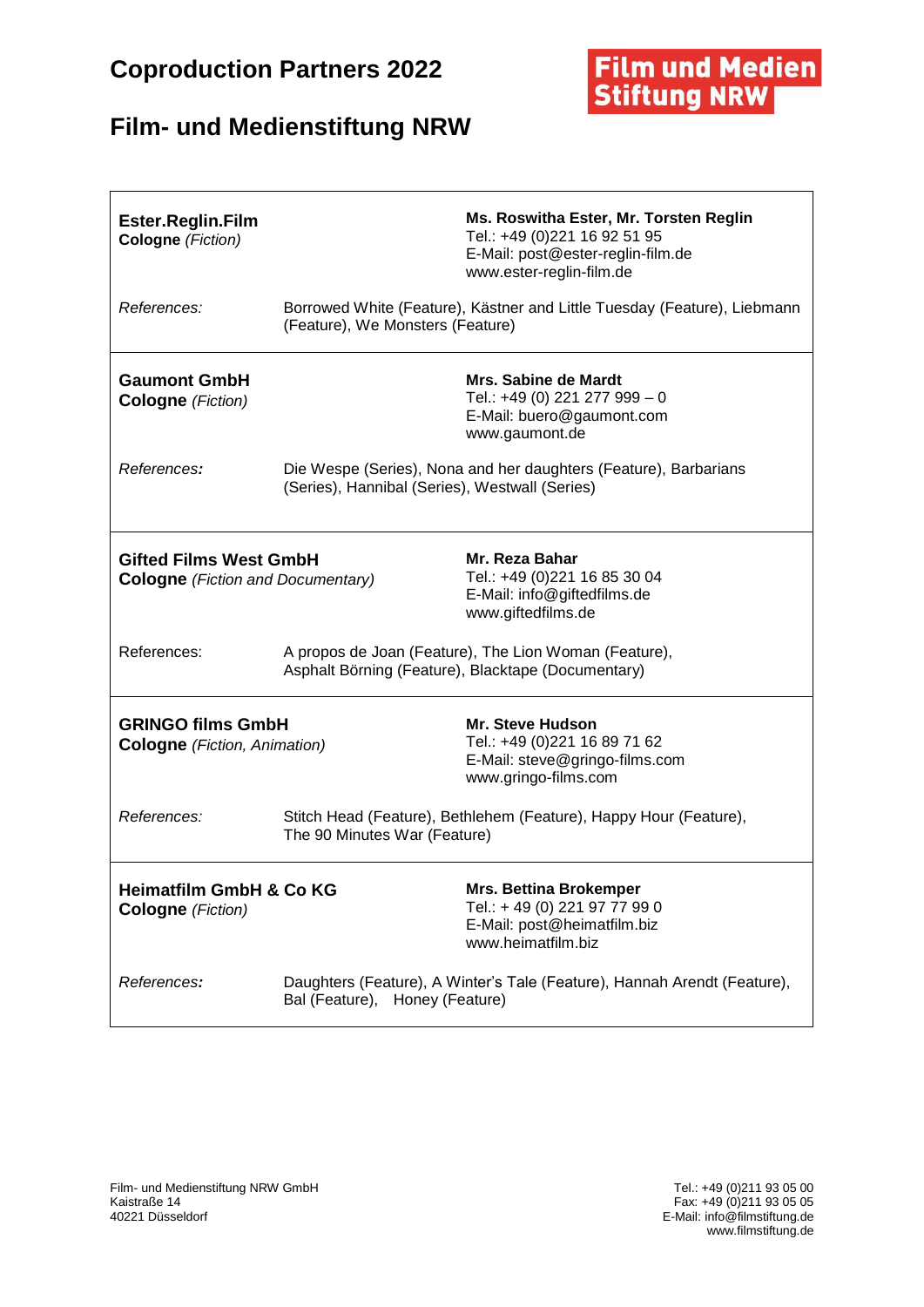# Coproduction Partners 2022

# Film- und Medienstiftung NRW

| | | |
|---|---|---|
| **Ester.Reglin.Film**<br>**Cologne** *(Fiction)* | | **Ms. Roswitha Ester, Mr. Torsten Reglin**<br>Tel.: +49 (0)221 16 92 51 95<br>E-Mail: post@ester-reglin-film.de<br>www.ester-reglin-film.de |
| *References:* | Borrowed White (Feature), Kästner and Little Tuesday (Feature), Liebmann (Feature), We Monsters (Feature) | |
| **Gaumont GmbH**<br>**Cologne** *(Fiction)* | | **Mrs. Sabine de Mardt**<br>Tel.: +49 (0) 221 277 999 – 0<br>E-Mail: buero@gaumont.com<br>www.gaumont.de |
| *References:* | Die Wespe (Series), Nona and her daughters (Feature), Barbarians (Series), Hannibal (Series), Westwall (Series) | |
| **Gifted Films West GmbH**<br>**Cologne** *(Fiction and Documentary)* | | **Mr. Reza Bahar**<br>Tel.: +49 (0)221 16 85 30 04<br>E-Mail: info@giftedfilms.de<br>www.giftedfilms.de |
| References: | A propos de Joan (Feature), The Lion Woman (Feature), Asphalt Börning (Feature), Blacktape (Documentary) | |
| **GRINGO films GmbH**<br>**Cologne** *(Fiction, Animation)* | | **Mr. Steve Hudson**<br>Tel.: +49 (0)221 16 89 71 62<br>E-Mail: steve@gringo-films.com<br>www.gringo-films.com |
| *References:* | Stitch Head (Feature), Bethlehem (Feature), Happy Hour (Feature), The 90 Minutes War (Feature) | |
| **Heimatfilm GmbH & Co KG**<br>**Cologne** *(Fiction)* | | **Mrs. Bettina Brokemper**<br>Tel.: + 49 (0) 221 97 77 99 0<br>E-Mail: post@heimatfilm.biz<br>www.heimatfilm.biz |
| *References:* | Daughters (Feature), A Winter's Tale (Feature), Hannah Arendt (Feature), Bal (Feature), Honey (Feature) | |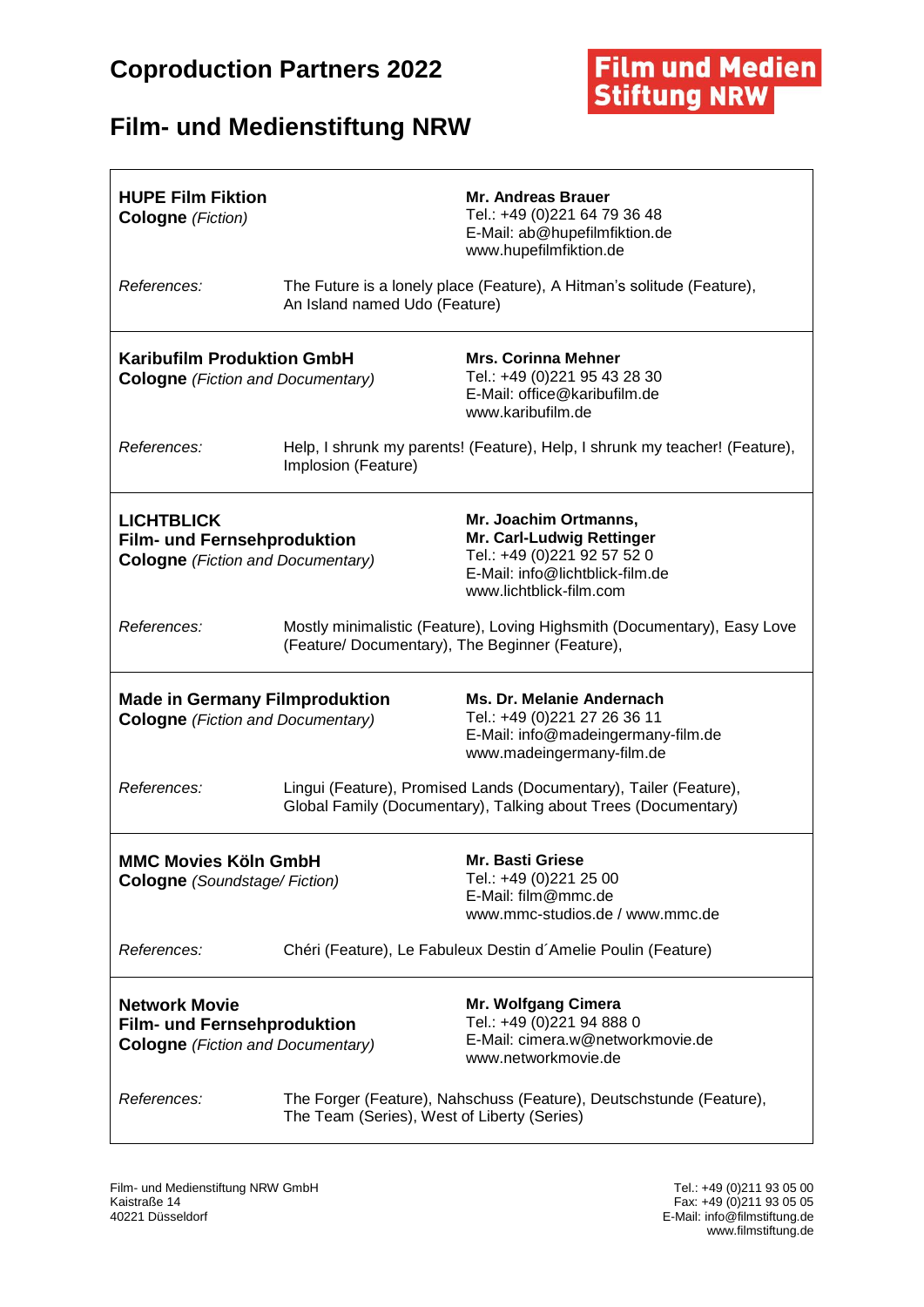# Coproduction Partners 2022

**Film und Medien Stiftung NRW**

## Film- und Medienstiftung NRW

---

**HUPE Film Fiktion**
**Cologne** *(Fiction)*

**Mr. Andreas Brauer**
Tel.: +49 (0)221 64 79 36 48
E-Mail: ab@hupefilmfiktion.de
www.hupefilmfiktion.de

*References:* The Future is a lonely place (Feature), A Hitman's solitude (Feature), An Island named Udo (Feature)

---

**Karibufilm Produktion GmbH**
**Cologne** *(Fiction and Documentary)*

**Mrs. Corinna Mehner**
Tel.: +49 (0)221 95 43 28 30
E-Mail: office@karibufilm.de
www.karibufilm.de

*References:* Help, I shrunk my parents! (Feature), Help, I shrunk my teacher! (Feature), Implosion (Feature)

---

**LICHTBLICK**
**Film- und Fernsehproduktion**
**Cologne** *(Fiction and Documentary)*

**Mr. Joachim Ortmanns,**
**Mr. Carl-Ludwig Rettinger**
Tel.: +49 (0)221 92 57 52 0
E-Mail: info@lichtblick-film.de
www.lichtblick-film.com

*References:* Mostly minimalistic (Feature), Loving Highsmith (Documentary), Easy Love (Feature/ Documentary), The Beginner (Feature),

---

**Made in Germany Filmproduktion**
**Cologne** *(Fiction and Documentary)*

**Ms. Dr. Melanie Andernach**
Tel.: +49 (0)221 27 26 36 11
E-Mail: info@madeingermany-film.de
www.madeingermany-film.de

*References:* Lingui (Feature), Promised Lands (Documentary), Tailer (Feature), Global Family (Documentary), Talking about Trees (Documentary)

---

**MMC Movies Köln GmbH**
**Cologne** *(Soundstage/ Fiction)*

**Mr. Basti Griese**
Tel.: +49 (0)221 25 00
E-Mail: film@mmc.de
www.mmc-studios.de / www.mmc.de

*References:* Chéri (Feature), Le Fabuleux Destin d´Amelie Poulin (Feature)

---

**Network Movie**
**Film- und Fernsehproduktion**
**Cologne** *(Fiction and Documentary)*

**Mr. Wolfgang Cimera**
Tel.: +49 (0)221 94 888 0
E-Mail: cimera.w@networkmovie.de
www.networkmovie.de

*References:* The Forger (Feature), Nahschuss (Feature), Deutschstunde (Feature), The Team (Series), West of Liberty (Series)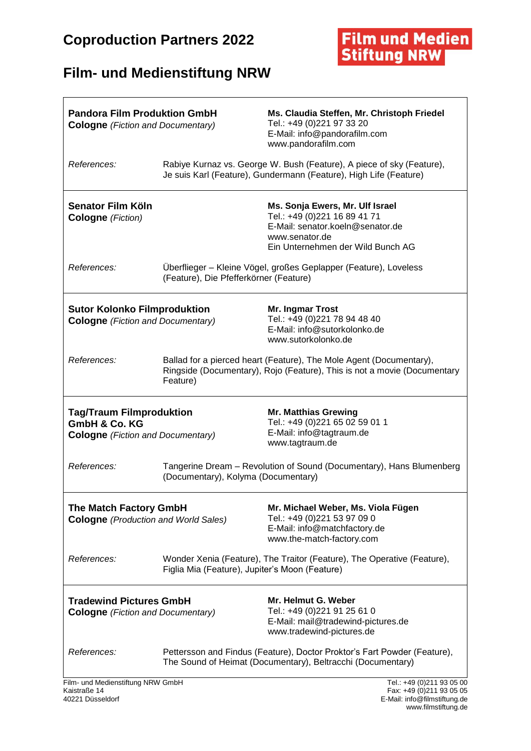# Coproduction Partners 2022

## Film- und Medienstiftung NRW

---

**Pandora Film Produktion GmbH**
**Cologne** *(Fiction and Documentary)*

**Ms. Claudia Steffen, Mr. Christoph Friedel**
Tel.: +49 (0)221 97 33 20
E-Mail: info@pandorafilm.com
www.pandorafilm.com

*References:* Rabiye Kurnaz vs. George W. Bush (Feature), A piece of sky (Feature), Je suis Karl (Feature), Gundermann (Feature), High Life (Feature)

---

**Senator Film Köln**
**Cologne** *(Fiction)*

**Ms. Sonja Ewers, Mr. Ulf Israel**
Tel.: +49 (0)221 16 89 41 71
E-Mail: senator.koeln@senator.de
www.senator.de
Ein Unternehmen der Wild Bunch AG

*References:* Überflieger – Kleine Vögel, großes Geplapper (Feature), Loveless (Feature), Die Pfefferkörner (Feature)

---

**Sutor Kolonko Filmproduktion**
**Cologne** *(Fiction and Documentary)*

**Mr. Ingmar Trost**
Tel.: +49 (0)221 78 94 48 40
E-Mail: info@sutorkolonko.de
www.sutorkolonko.de

*References:* Ballad for a pierced heart (Feature), The Mole Agent (Documentary), Ringside (Documentary), Rojo (Feature), This is not a movie (Documentary Feature)

---

**Tag/Traum Filmproduktion GmbH & Co. KG**
**Cologne** *(Fiction and Documentary)*

**Mr. Matthias Grewing**
Tel.: +49 (0)221 65 02 59 01 1
E-Mail: info@tagtraum.de
www.tagtraum.de

*References:* Tangerine Dream – Revolution of Sound (Documentary), Hans Blumenberg (Documentary), Kolyma (Documentary)

---

**The Match Factory GmbH**
**Cologne** *(Production and World Sales)*

**Mr. Michael Weber, Ms. Viola Fügen**
Tel.: +49 (0)221 53 97 09 0
E-Mail: info@matchfactory.de
www.the-match-factory.com

*References:* Wonder Xenia (Feature), The Traitor (Feature), The Operative (Feature), Figlia Mia (Feature), Jupiter's Moon (Feature)

---

**Tradewind Pictures GmbH**
**Cologne** *(Fiction and Documentary)*

**Mr. Helmut G. Weber**
Tel.: +49 (0)221 91 25 61 0
E-Mail: mail@tradewind-pictures.de
www.tradewind-pictures.de

*References:* Pettersson and Findus (Feature), Doctor Proktor's Fart Powder (Feature), The Sound of Heimat (Documentary), Beltracchi (Documentary)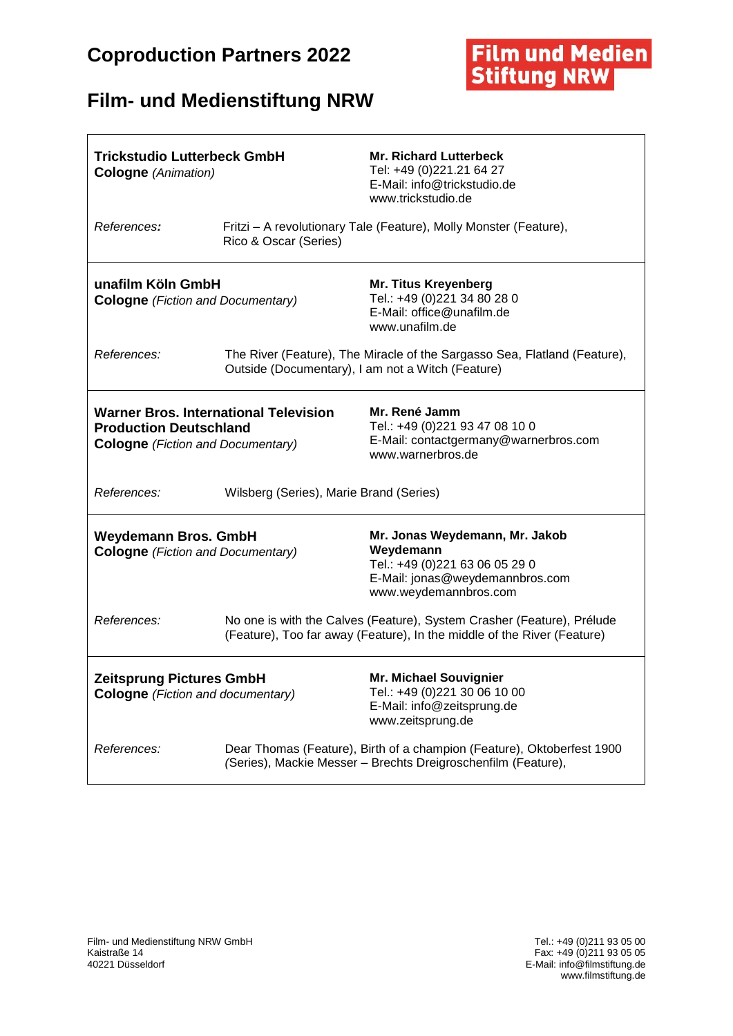# Coproduction Partners 2022

## Film- und Medienstiftung NRW

**Trickstudio Lutterbeck GmbH**
**Cologne** *(Animation)*

**Mr. Richard Lutterbeck**
Tel: +49 (0)221.21 64 27
E-Mail: info@trickstudio.de
www.trickstudio.de

*References:* Fritzi – A revolutionary Tale (Feature), Molly Monster (Feature), Rico & Oscar (Series)

---

**unafilm Köln GmbH**
**Cologne** *(Fiction and Documentary)*

**Mr. Titus Kreyenberg**
Tel.: +49 (0)221 34 80 28 0
E-Mail: office@unafilm.de
www.unafilm.de

*References:* The River (Feature), The Miracle of the Sargasso Sea, Flatland (Feature), Outside (Documentary), I am not a Witch (Feature)

---

**Warner Bros. International Television Production Deutschland**
**Cologne** *(Fiction and Documentary)*

**Mr. René Jamm**
Tel.: +49 (0)221 93 47 08 10 0
E-Mail: contactgermany@warnerbros.com
www.warnerbros.de

*References:* Wilsberg (Series), Marie Brand (Series)

---

**Weydemann Bros. GmbH**
**Cologne** *(Fiction and Documentary)*

**Mr. Jonas Weydemann, Mr. Jakob Weydemann**
Tel.: +49 (0)221 63 06 05 29 0
E-Mail: jonas@weydemannbros.com
www.weydemannbros.com

*References:* No one is with the Calves (Feature), System Crasher (Feature), Prélude (Feature), Too far away (Feature), In the middle of the River (Feature)

---

**Zeitsprung Pictures GmbH**
**Cologne** *(Fiction and documentary)*

**Mr. Michael Souvignier**
Tel.: +49 (0)221 30 06 10 00
E-Mail: info@zeitsprung.de
www.zeitsprung.de

*References:* Dear Thomas (Feature), Birth of a champion (Feature), Oktoberfest 1900 (Series), Mackie Messer – Brechts Dreigroschenfilm (Feature),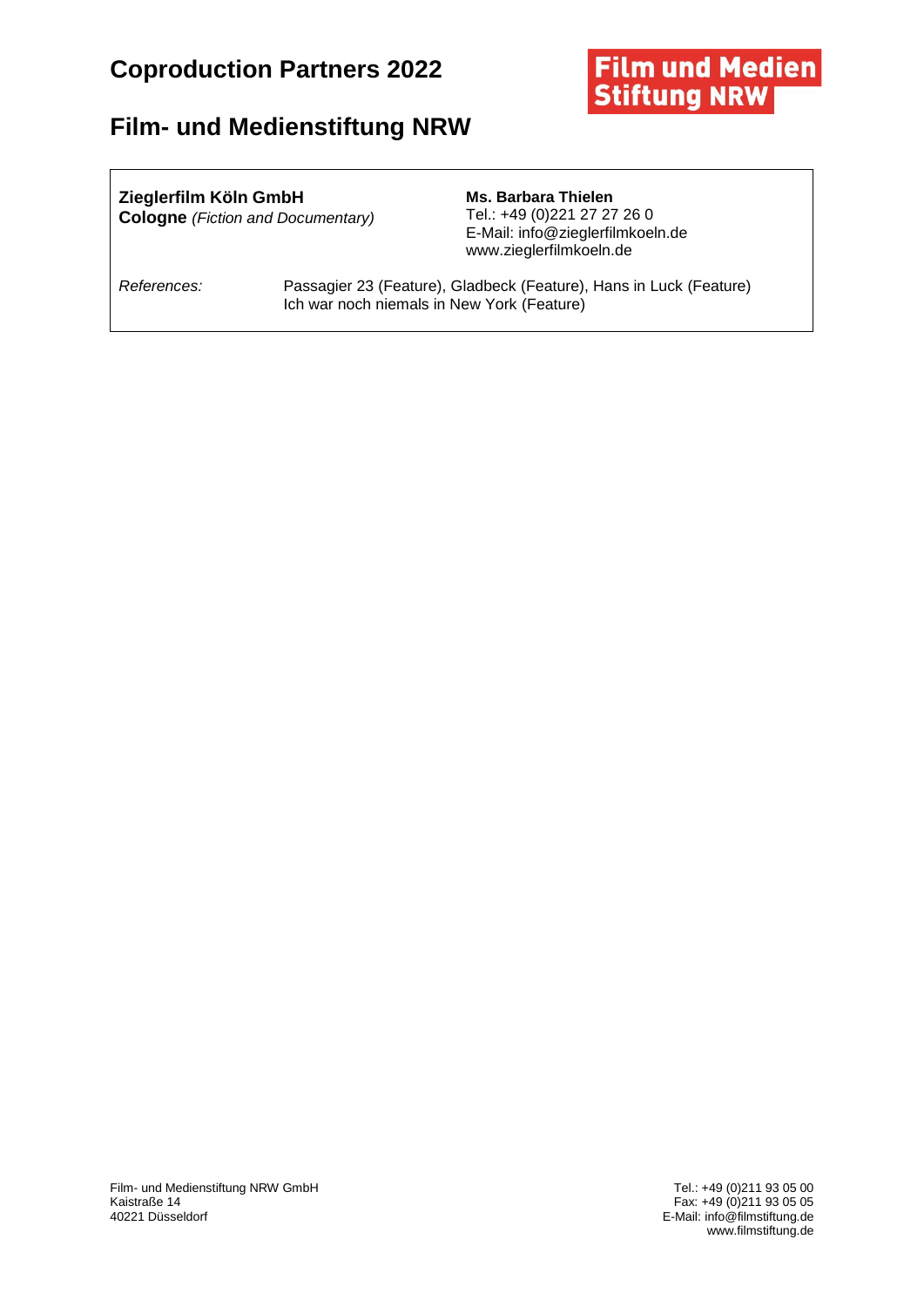**Zieglerfilm Köln GmbH**
**Cologne** *(Fiction and Documentary)*

**Ms. Barbara Thielen**
Tel.: +49 (0)221 27 27 26 0
E-Mail: info@zieglerfilmkoeln.de
www.zieglerfilmkoeln.de

*References:* Passagier 23 (Feature), Gladbeck (Feature), Hans in Luck (Feature)
Ich war noch niemals in New York (Feature)